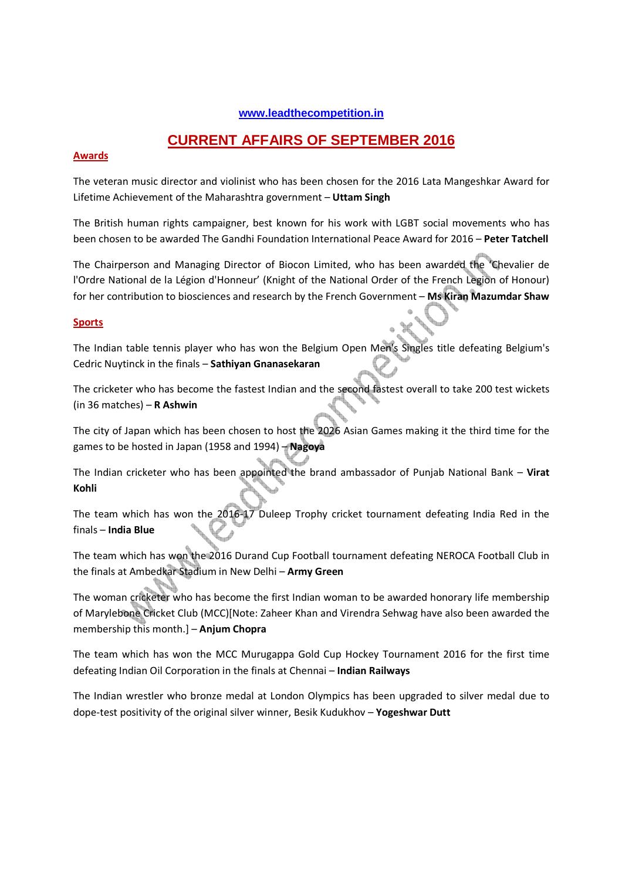www.leadthecompetition.in

# CURRENT AFFAIRS OF SEPTEMBER 2016

## Awards

The veteran music director and violinist who has been chosen for the 2016 Lata Mangeshkar Award for Lifetime Achievement of the Maharashtra government – **Uttam Singh**

The British human rights campaigner, best known for his work with LGBT social movements who has been chosen to be awarded The Gandhi Foundation International Peace Award for 2016 – **Peter Tatchell**

The Chairperson and Managing Director of Biocon Limited, who has been awarded the 'Chevalier de l'Ordre National de la Légion d'Honneur' (Knight of the National Order of the French Legion of Honour) for her contribution to biosciences and research by the French Government – **Ms Kiran Mazumdar Shaw**

## Sports

The Indian table tennis player who has won the Belgium Open Men's Singles title defeating Belgium's Cedric Nuytinck in the finals – **Sathiyan Gnanasekaran**

The cricketer who has become the fastest Indian and the second fastest overall to take 200 test wickets (in 36 matches) – **R Ashwin**

The city of Japan which has been chosen to host the 2026 Asian Games making it the third time for the games to be hosted in Japan (1958 and 1994) – **Nagoya**

The Indian cricketer who has been appointed the brand ambassador of Punjab National Bank – **Virat Kohli**

The team which has won the 2016-17 Duleep Trophy cricket tournament defeating India Red in the finals – **India Blue**

The team which has won the 2016 Durand Cup Football tournament defeating NEROCA Football Club in the finals at Ambedkar Stadium in New Delhi – **Army Green**

The woman cricketer who has become the first Indian woman to be awarded honorary life membership of Marylebone Cricket Club (MCC)[Note: Zaheer Khan and Virendra Sehwag have also been awarded the membership this month.] – **Anjum Chopra**

The team which has won the MCC Murugappa Gold Cup Hockey Tournament 2016 for the first time defeating Indian Oil Corporation in the finals at Chennai – **Indian Railways**

The Indian wrestler who bronze medal at London Olympics has been upgraded to silver medal due to dope-test positivity of the original silver winner, Besik Kudukhov – **Yogeshwar Dutt**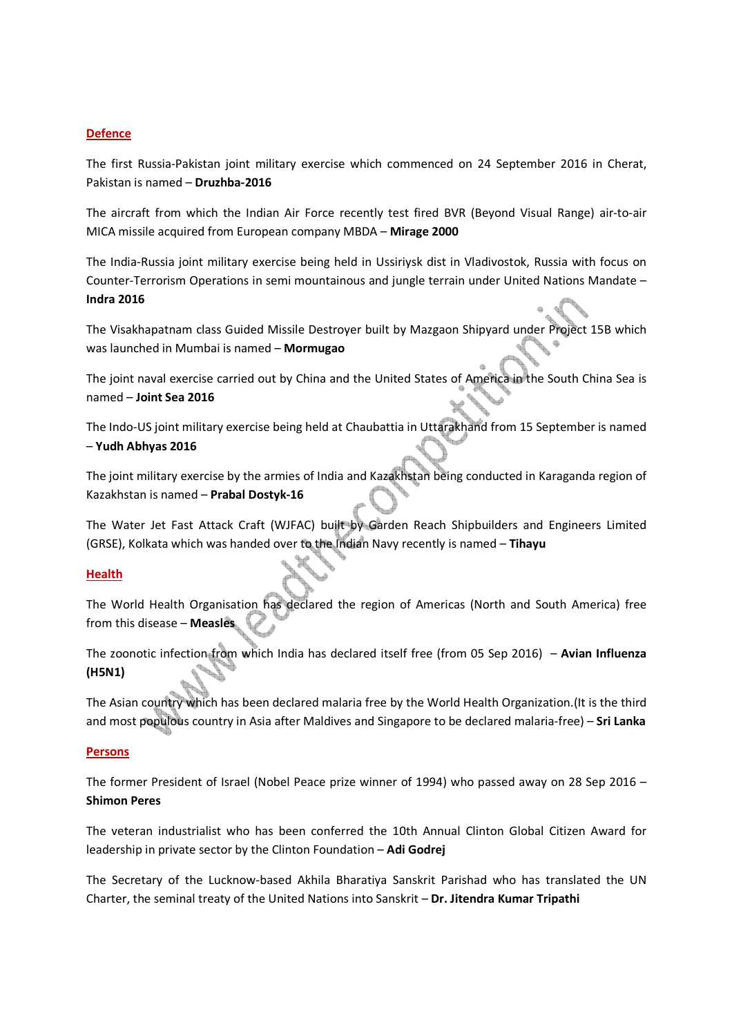## Defence

The first Russia-Pakistan joint military exercise which commenced on 24 September 2016 in Cherat, Pakistan is named – **Druzhba-2016**

The aircraft from which the Indian Air Force recently test fired BVR (Beyond Visual Range) air-to-air MICA missile acquired from European company MBDA – **Mirage 2000**

The India-Russia joint military exercise being held in Ussiriysk dist in Vladivostok, Russia with focus on Counter-Terrorism Operations in semi mountainous and jungle terrain under United Nations Mandate – **Indra 2016**

The Visakhapatnam class Guided Missile Destroyer built by Mazgaon Shipyard under Project 15B which was launched in Mumbai is named – **Mormugao**

The joint naval exercise carried out by China and the United States of America in the South China Sea is named – **Joint Sea 2016**

The Indo-US joint military exercise being held at Chaubattia in Uttarakhand from 15 September is named – **Yudh Abhyas 2016**

The joint military exercise by the armies of India and Kazakhstan being conducted in Karaganda region of Kazakhstan is named – **Prabal Dostyk-16**

The Water Jet Fast Attack Craft (WJFAC) built by Garden Reach Shipbuilders and Engineers Limited (GRSE), Kolkata which was handed over to the Indian Navy recently is named – **Tihayu**

## Health

The World Health Organisation has declared the region of Americas (North and South America) free from this disease – **Measles**

The zoonotic infection from which India has declared itself free (from 05 Sep 2016) – **Avian Influenza (H5N1)**

The Asian country which has been declared malaria free by the World Health Organization.(It is the third and most populous country in Asia after Maldives and Singapore to be declared malaria-free) – **Sri Lanka**

## Persons

The former President of Israel (Nobel Peace prize winner of 1994) who passed away on 28 Sep 2016 – **Shimon Peres**

The veteran industrialist who has been conferred the 10th Annual Clinton Global Citizen Award for leadership in private sector by the Clinton Foundation – **Adi Godrej**

The Secretary of the Lucknow-based Akhila Bharatiya Sanskrit Parishad who has translated the UN Charter, the seminal treaty of the United Nations into Sanskrit – **Dr. Jitendra Kumar Tripathi**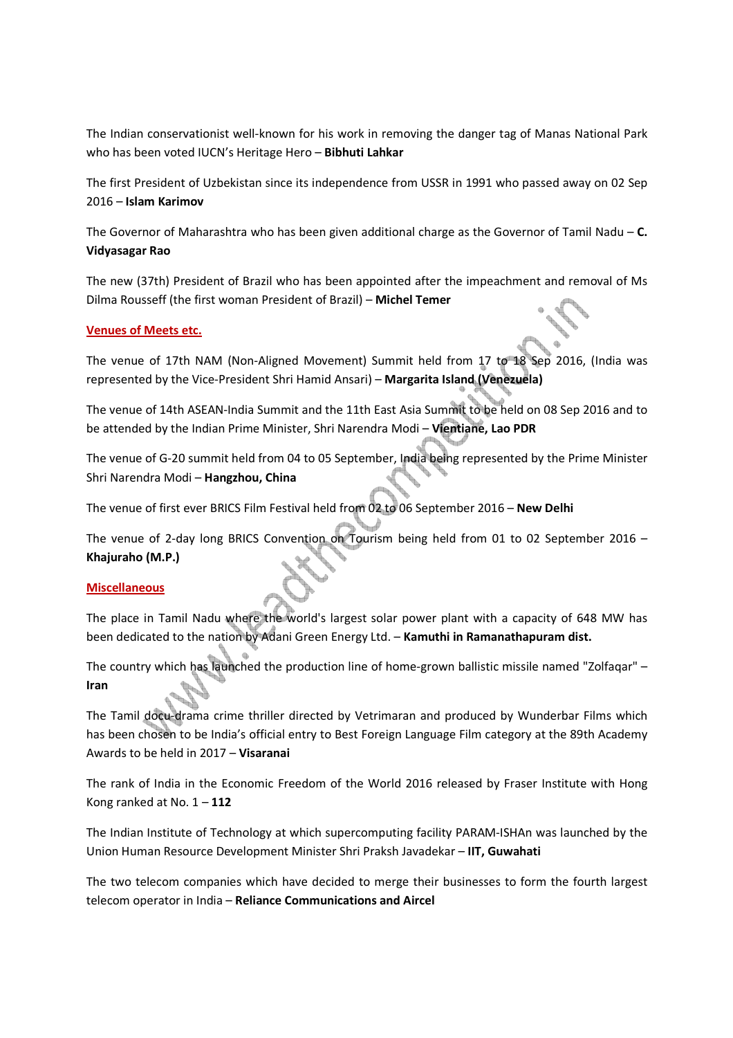The Indian conservationist well-known for his work in removing the danger tag of Manas National Park who has been voted IUCN's Heritage Hero – **Bibhuti Lahkar**

The first President of Uzbekistan since its independence from USSR in 1991 who passed away on 02 Sep 2016 – **Islam Karimov**

The Governor of Maharashtra who has been given additional charge as the Governor of Tamil Nadu – **C. Vidyasagar Rao**

The new (37th) President of Brazil who has been appointed after the impeachment and removal of Ms Dilma Rousseff (the first woman President of Brazil) – **Michel Temer**

## Venues of Meets etc.

The venue of 17th NAM (Non-Aligned Movement) Summit held from 17 to 18 Sep 2016, (India was represented by the Vice-President Shri Hamid Ansari) – **Margarita Island (Venezuela)**

The venue of 14th ASEAN-India Summit and the 11th East Asia Summit to be held on 08 Sep 2016 and to be attended by the Indian Prime Minister, Shri Narendra Modi – **Vientiane, Lao PDR**

The venue of G-20 summit held from 04 to 05 September, India being represented by the Prime Minister Shri Narendra Modi – **Hangzhou, China**

The venue of first ever BRICS Film Festival held from 02 to 06 September 2016 – **New Delhi**

The venue of 2-day long BRICS Convention on Tourism being held from 01 to 02 September 2016 – **Khajuraho (M.P.)**

## Miscellaneous

The place in Tamil Nadu where the world's largest solar power plant with a capacity of 648 MW has been dedicated to the nation by Adani Green Energy Ltd. – **Kamuthi in Ramanathapuram dist.**

The country which has launched the production line of home-grown ballistic missile named "Zolfaqar" – **Iran**

The Tamil docu-drama crime thriller directed by Vetrimaran and produced by Wunderbar Films which has been chosen to be India's official entry to Best Foreign Language Film category at the 89th Academy Awards to be held in 2017 – **Visaranai**

The rank of India in the Economic Freedom of the World 2016 released by Fraser Institute with Hong Kong ranked at No. 1 – **112**

The Indian Institute of Technology at which supercomputing facility PARAM-ISHAn was launched by the Union Human Resource Development Minister Shri Praksh Javadekar – **IIT, Guwahati**

The two telecom companies which have decided to merge their businesses to form the fourth largest telecom operator in India – **Reliance Communications and Aircel**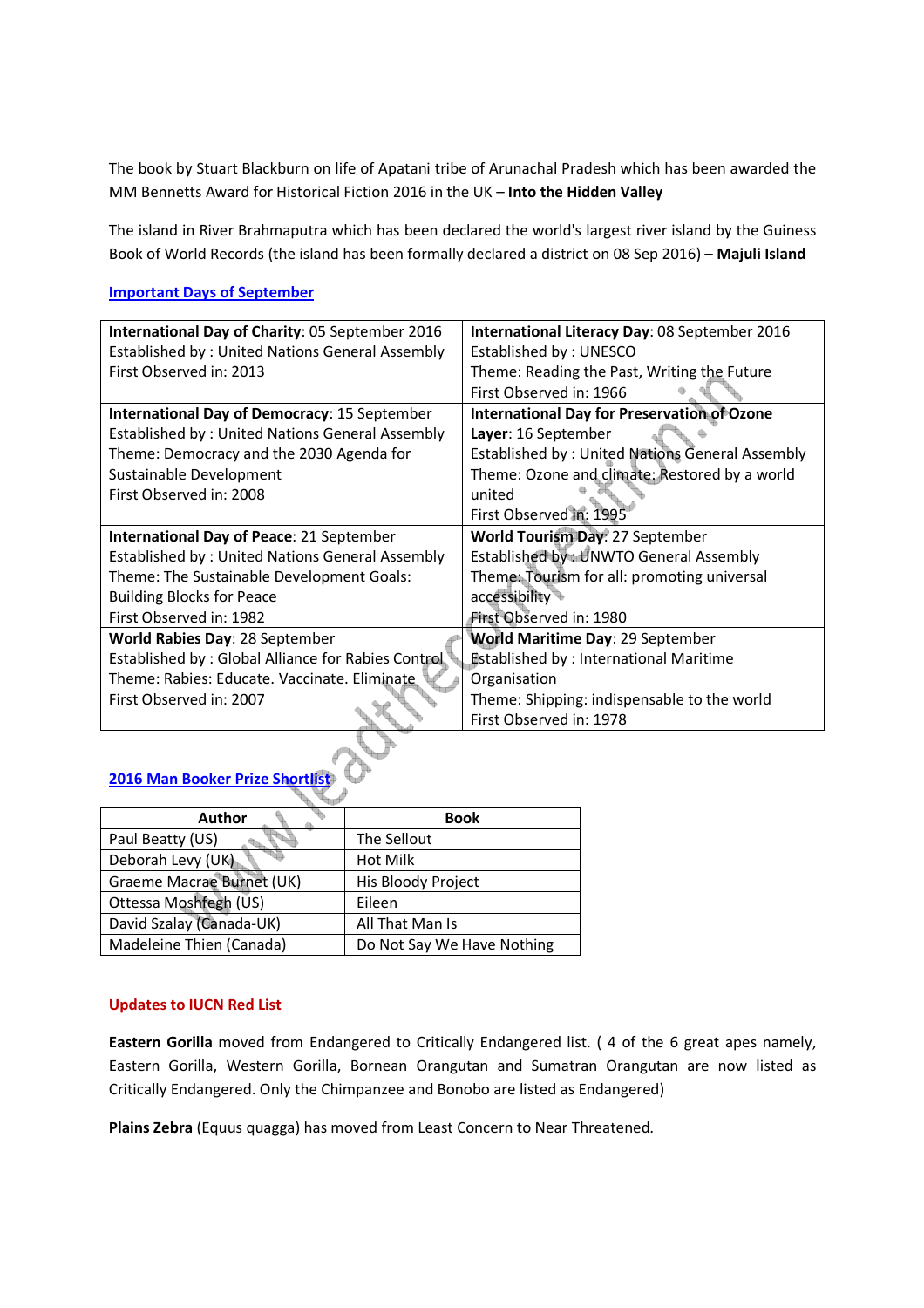The book by Stuart Blackburn on life of Apatani tribe of Arunachal Pradesh which has been awarded the MM Bennetts Award for Historical Fiction 2016 in the UK – **Into the Hidden Valley**

The island in River Brahmaputra which has been declared the world's largest river island by the Guiness Book of World Records (the island has been formally declared a district on 08 Sep 2016) – **Majuli Island**

## Important Days of September

| | |
|---|---|
| **International Day of Charity**: 05 September 2016<br>Established by : United Nations General Assembly<br>First Observed in: 2013 | **International Literacy Day**: 08 September 2016<br>Established by : UNESCO<br>Theme: Reading the Past, Writing the Future<br>First Observed in: 1966 |
| **International Day of Democracy**: 15 September<br>Established by : United Nations General Assembly<br>Theme: Democracy and the 2030 Agenda for Sustainable Development<br>First Observed in: 2008 | **International Day for Preservation of Ozone Layer**: 16 September<br>Established by : United Nations General Assembly<br>Theme: Ozone and climate: Restored by a world united<br>First Observed in: 1995 |
| **International Day of Peace**: 21 September<br>Established by : United Nations General Assembly<br>Theme: The Sustainable Development Goals: Building Blocks for Peace<br>First Observed in: 1982 | **World Tourism Day**: 27 September<br>Established by : UNWTO General Assembly<br>Theme: Tourism for all: promoting universal accessibility<br>First Observed in: 1980 |
| **World Rabies Day**: 28 September<br>Established by : Global Alliance for Rabies Control<br>Theme: Rabies: Educate. Vaccinate. Eliminate<br>First Observed in: 2007 | **World Maritime Day**: 29 September<br>Established by : International Maritime Organisation<br>Theme: Shipping: indispensable to the world<br>First Observed in: 1978 |

## 2016 Man Booker Prize Shortlist

| Author | Book |
|---|---|
| Paul Beatty (US) | The Sellout |
| Deborah Levy (UK) | Hot Milk |
| Graeme Macrae Burnet (UK) | His Bloody Project |
| Ottessa Moshfegh (US) | Eileen |
| David Szalay (Canada-UK) | All That Man Is |
| Madeleine Thien (Canada) | Do Not Say We Have Nothing |

## Updates to IUCN Red List

**Eastern Gorilla** moved from Endangered to Critically Endangered list. ( 4 of the 6 great apes namely, Eastern Gorilla, Western Gorilla, Bornean Orangutan and Sumatran Orangutan are now listed as Critically Endangered. Only the Chimpanzee and Bonobo are listed as Endangered)

**Plains Zebra** (Equus quagga) has moved from Least Concern to Near Threatened.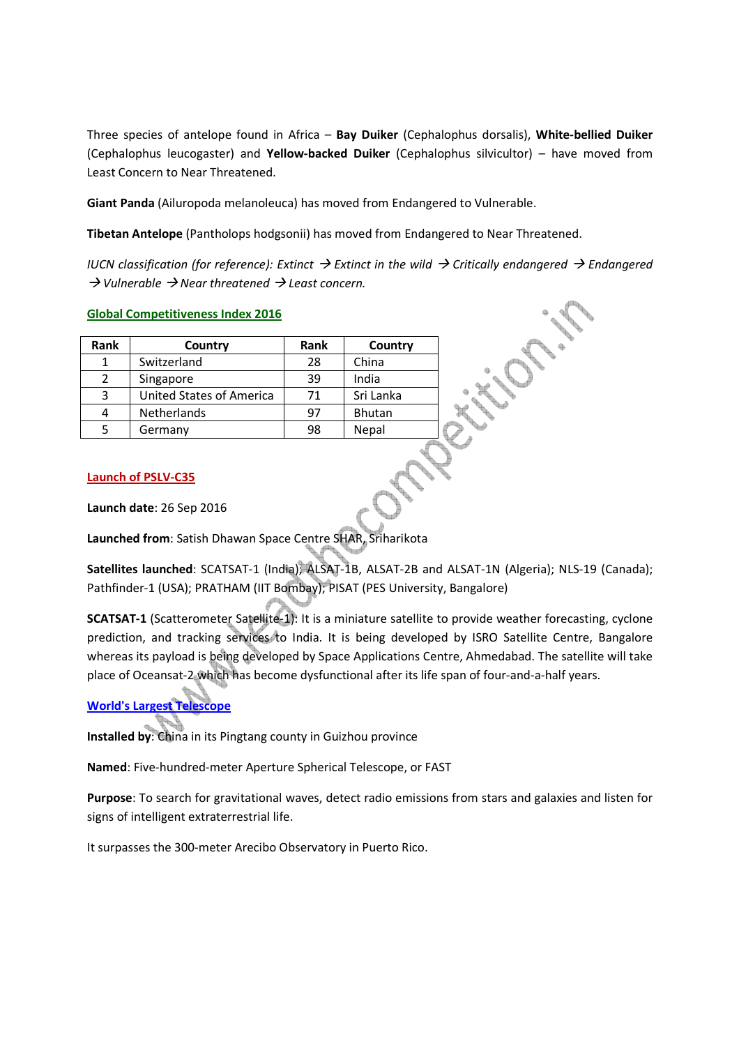Three species of antelope found in Africa – **Bay Duiker** (Cephalophus dorsalis), **White-bellied Duiker** (Cephalophus leucogaster) and **Yellow-backed Duiker** (Cephalophus silvicultor) – have moved from Least Concern to Near Threatened.

**Giant Panda** (Ailuropoda melanoleuca) has moved from Endangered to Vulnerable.

**Tibetan Antelope** (Pantholops hodgsonii) has moved from Endangered to Near Threatened.

*IUCN classification (for reference): Extinct → Extinct in the wild → Critically endangered → Endangered → Vulnerable → Near threatened → Least concern.*

## Global Competitiveness Index 2016

| Rank | Country | Rank | Country |
|---|---|---|---|
| 1 | Switzerland | 28 | China |
| 2 | Singapore | 39 | India |
| 3 | United States of America | 71 | Sri Lanka |
| 4 | Netherlands | 97 | Bhutan |
| 5 | Germany | 98 | Nepal |

## Launch of PSLV-C35

**Launch date**: 26 Sep 2016

**Launched from**: Satish Dhawan Space Centre SHAR, Sriharikota

**Satellites launched**: SCATSAT-1 (India); ALSAT-1B, ALSAT-2B and ALSAT-1N (Algeria); NLS-19 (Canada); Pathfinder-1 (USA); PRATHAM (IIT Bombay); PISAT (PES University, Bangalore)

**SCATSAT-1** (Scatterometer Satellite-1): It is a miniature satellite to provide weather forecasting, cyclone prediction, and tracking services to India. It is being developed by ISRO Satellite Centre, Bangalore whereas its payload is being developed by Space Applications Centre, Ahmedabad. The satellite will take place of Oceansat-2 which has become dysfunctional after its life span of four-and-a-half years.

## World's Largest Telescope

**Installed by**: China in its Pingtang county in Guizhou province

**Named**: Five-hundred-meter Aperture Spherical Telescope, or FAST

**Purpose**: To search for gravitational waves, detect radio emissions from stars and galaxies and listen for signs of intelligent extraterrestrial life.

It surpasses the 300-meter Arecibo Observatory in Puerto Rico.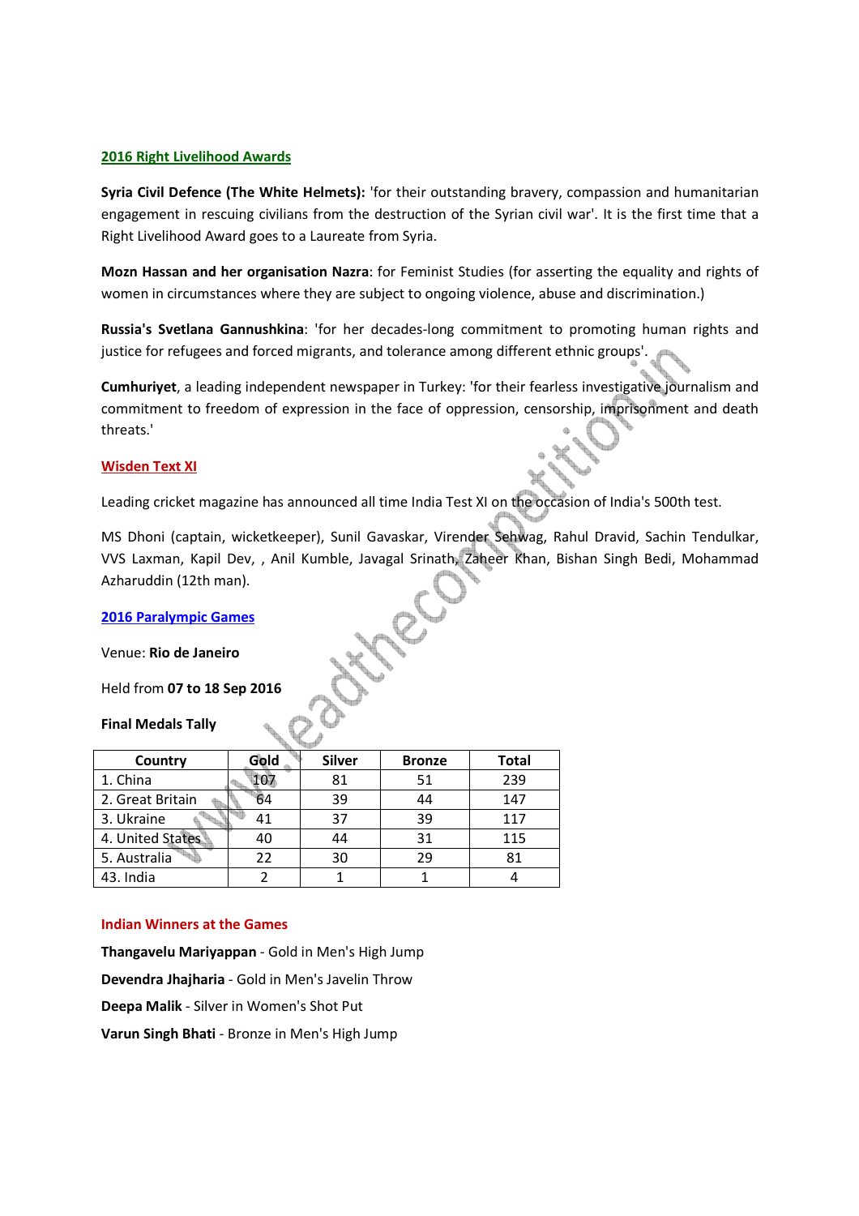## 2016 Right Livelihood Awards

**Syria Civil Defence (The White Helmets):** 'for their outstanding bravery, compassion and humanitarian engagement in rescuing civilians from the destruction of the Syrian civil war'. It is the first time that a Right Livelihood Award goes to a Laureate from Syria.

**Mozn Hassan and her organisation Nazra**: for Feminist Studies (for asserting the equality and rights of women in circumstances where they are subject to ongoing violence, abuse and discrimination.)

**Russia's Svetlana Gannushkina**: 'for her decades-long commitment to promoting human rights and justice for refugees and forced migrants, and tolerance among different ethnic groups'.

**Cumhuriyet**, a leading independent newspaper in Turkey: 'for their fearless investigative journalism and commitment to freedom of expression in the face of oppression, censorship, imprisonment and death threats.'

## Wisden Text XI

Leading cricket magazine has announced all time India Test XI on the occasion of India's 500th test.

MS Dhoni (captain, wicketkeeper), Sunil Gavaskar, Virender Sehwag, Rahul Dravid, Sachin Tendulkar, VVS Laxman, Kapil Dev, , Anil Kumble, Javagal Srinath, Zaheer Khan, Bishan Singh Bedi, Mohammad Azharuddin (12th man).

## 2016 Paralympic Games

Venue: **Rio de Janeiro**

Held from **07 to 18 Sep 2016**

**Final Medals Tally**

| Country | Gold | Silver | Bronze | Total |
|---|---|---|---|---|
| 1. China | 107 | 81 | 51 | 239 |
| 2. Great Britain | 64 | 39 | 44 | 147 |
| 3. Ukraine | 41 | 37 | 39 | 117 |
| 4. United States | 40 | 44 | 31 | 115 |
| 5. Australia | 22 | 30 | 29 | 81 |
| 43. India | 2 | 1 | 1 | 4 |

### Indian Winners at the Games

**Thangavelu Mariyappan** - Gold in Men's High Jump

**Devendra Jhajharia** - Gold in Men's Javelin Throw

**Deepa Malik** - Silver in Women's Shot Put

**Varun Singh Bhati** - Bronze in Men's High Jump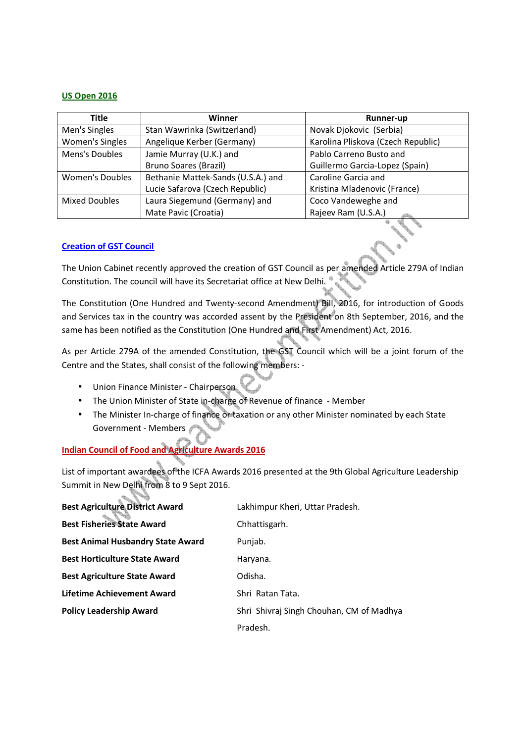## US Open 2016

| Title | Winner | Runner-up |
|---|---|---|
| Men's Singles | Stan Wawrinka (Switzerland) | Novak Djokovic (Serbia) |
| Women's Singles | Angelique Kerber (Germany) | Karolina Pliskova (Czech Republic) |
| Mens's Doubles | Jamie Murray (U.K.) and Bruno Soares (Brazil) | Pablo Carreno Busto and Guillermo Garcia-Lopez (Spain) |
| Women's Doubles | Bethanie Mattek-Sands (U.S.A.) and Lucie Safarova (Czech Republic) | Caroline Garcia and Kristina Mladenovic (France) |
| Mixed Doubles | Laura Siegemund (Germany) and Mate Pavic (Croatia) | Coco Vandeweghe and Rajeev Ram (U.S.A.) |

## Creation of GST Council

The Union Cabinet recently approved the creation of GST Council as per amended Article 279A of Indian Constitution. The council will have its Secretariat office at New Delhi.

The Constitution (One Hundred and Twenty-second Amendment) Bill, 2016, for introduction of Goods and Services tax in the country was accorded assent by the President on 8th September, 2016, and the same has been notified as the Constitution (One Hundred and First Amendment) Act, 2016.

As per Article 279A of the amended Constitution, the GST Council which will be a joint forum of the Centre and the States, shall consist of the following members: -

- Union Finance Minister - Chairperson
- The Union Minister of State in-charge of Revenue of finance - Member
- The Minister In-charge of finance or taxation or any other Minister nominated by each State Government - Members

## Indian Council of Food and Agriculture Awards 2016

List of important awardees of the ICFA Awards 2016 presented at the 9th Global Agriculture Leadership Summit in New Delhi from 8 to 9 Sept 2016.

| | |
|---|---|
| **Best Agriculture District Award** | Lakhimpur Kheri, Uttar Pradesh. |
| **Best Fisheries State Award** | Chhattisgarh. |
| **Best Animal Husbandry State Award** | Punjab. |
| **Best Horticulture State Award** | Haryana. |
| **Best Agriculture State Award** | Odisha. |
| **Lifetime Achievement Award** | Shri Ratan Tata. |
| **Policy Leadership Award** | Shri Shivraj Singh Chouhan, CM of Madhya Pradesh. |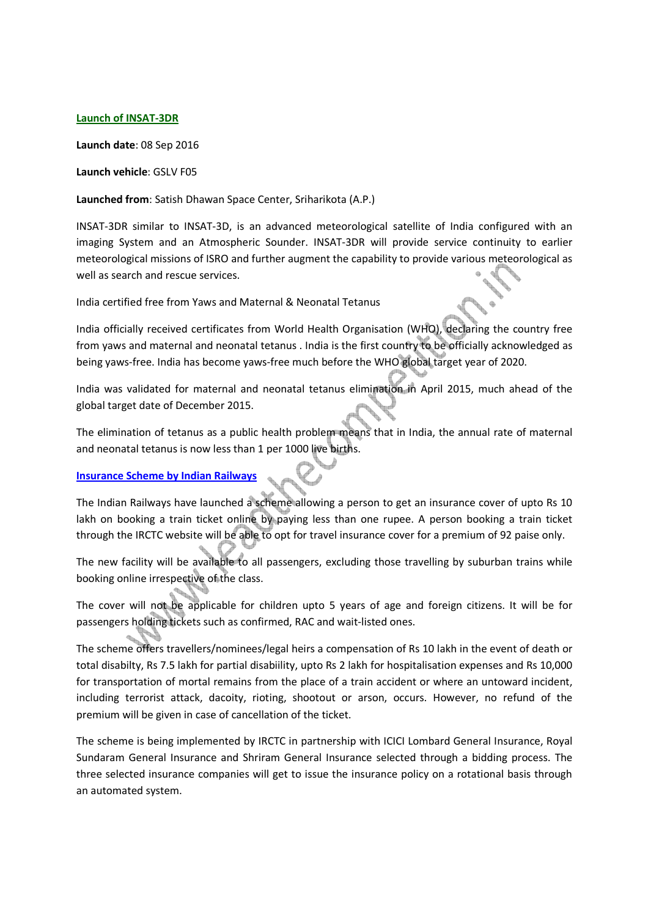## Launch of INSAT-3DR

**Launch date**: 08 Sep 2016

**Launch vehicle**: GSLV F05

**Launched from**: Satish Dhawan Space Center, Sriharikota (A.P.)

INSAT-3DR similar to INSAT-3D, is an advanced meteorological satellite of India configured with an imaging System and an Atmospheric Sounder. INSAT-3DR will provide service continuity to earlier meteorological missions of ISRO and further augment the capability to provide various meteorological as well as search and rescue services.

India certified free from Yaws and Maternal & Neonatal Tetanus

India officially received certificates from World Health Organisation (WHO), declaring the country free from yaws and maternal and neonatal tetanus . India is the first country to be officially acknowledged as being yaws-free. India has become yaws-free much before the WHO global target year of 2020.

India was validated for maternal and neonatal tetanus elimination in April 2015, much ahead of the global target date of December 2015.

The elimination of tetanus as a public health problem means that in India, the annual rate of maternal and neonatal tetanus is now less than 1 per 1000 live births.

## Insurance Scheme by Indian Railways

The Indian Railways have launched a scheme allowing a person to get an insurance cover of upto Rs 10 lakh on booking a train ticket online by paying less than one rupee. A person booking a train ticket through the IRCTC website will be able to opt for travel insurance cover for a premium of 92 paise only.

The new facility will be available to all passengers, excluding those travelling by suburban trains while booking online irrespective of the class.

The cover will not be applicable for children upto 5 years of age and foreign citizens. It will be for passengers holding tickets such as confirmed, RAC and wait-listed ones.

The scheme offers travellers/nominees/legal heirs a compensation of Rs 10 lakh in the event of death or total disabilty, Rs 7.5 lakh for partial disabiility, upto Rs 2 lakh for hospitalisation expenses and Rs 10,000 for transportation of mortal remains from the place of a train accident or where an untoward incident, including terrorist attack, dacoity, rioting, shootout or arson, occurs. However, no refund of the premium will be given in case of cancellation of the ticket.

The scheme is being implemented by IRCTC in partnership with ICICI Lombard General Insurance, Royal Sundaram General Insurance and Shriram General Insurance selected through a bidding process. The three selected insurance companies will get to issue the insurance policy on a rotational basis through an automated system.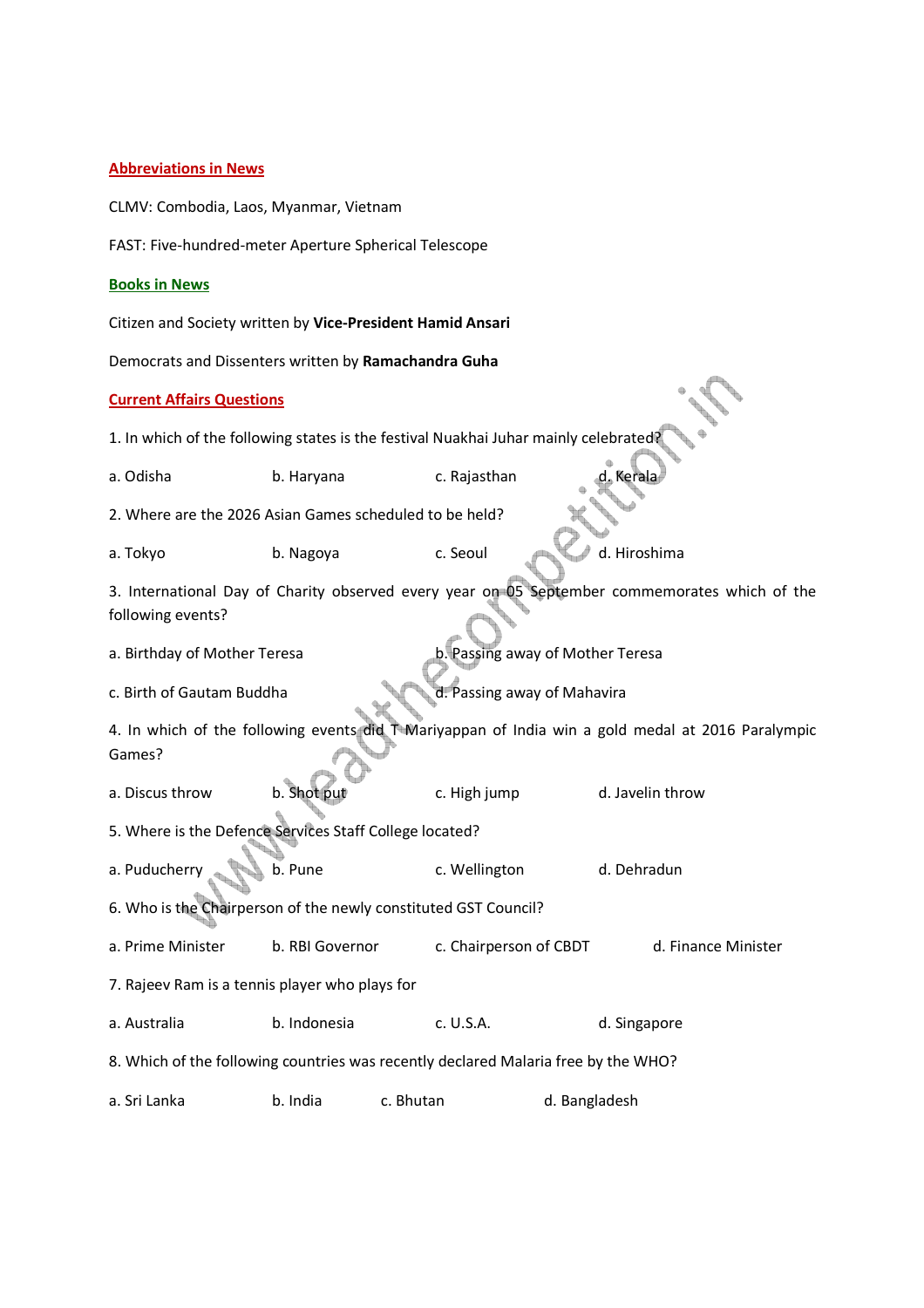## Abbreviations in News

CLMV: Combodia, Laos, Myanmar, Vietnam

FAST: Five-hundred-meter Aperture Spherical Telescope

## Books in News

Citizen and Society written by **Vice-President Hamid Ansari**

Democrats and Dissenters written by **Ramachandra Guha**

## Current Affairs Questions

1. In which of the following states is the festival Nuakhai Juhar mainly celebrated?

a. Odisha  b. Haryana  c. Rajasthan  d. Kerala

2. Where are the 2026 Asian Games scheduled to be held?

a. Tokyo  b. Nagoya  c. Seoul  d. Hiroshima

3. International Day of Charity observed every year on 05 September commemorates which of the following events?

a. Birthday of Mother Teresa  b. Passing away of Mother Teresa

c. Birth of Gautam Buddha  d. Passing away of Mahavira

4. In which of the following events did T Mariyappan of India win a gold medal at 2016 Paralympic Games?

a. Discus throw  b. Shot put  c. High jump  d. Javelin throw

5. Where is the Defence Services Staff College located?

a. Puducherry  b. Pune  c. Wellington  d. Dehradun

6. Who is the Chairperson of the newly constituted GST Council?

a. Prime Minister  b. RBI Governor  c. Chairperson of CBDT  d. Finance Minister

7. Rajeev Ram is a tennis player who plays for

a. Australia  b. Indonesia  c. U.S.A.  d. Singapore

8. Which of the following countries was recently declared Malaria free by the WHO?

a. Sri Lanka  b. India  c. Bhutan  d. Bangladesh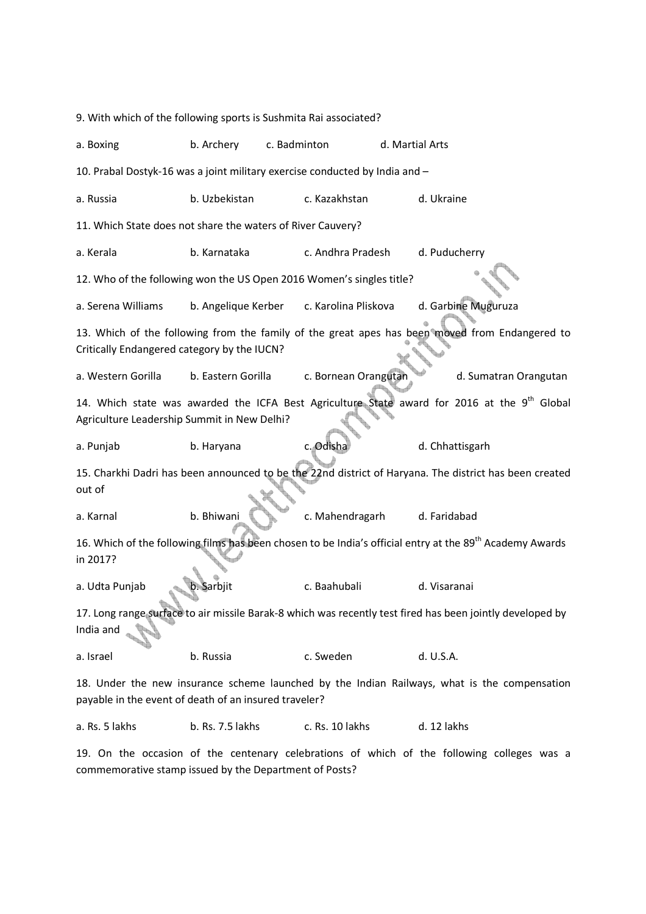9. With which of the following sports is Sushmita Rai associated?

a. Boxing b. Archery c. Badminton d. Martial Arts

10. Prabal Dostyk-16 was a joint military exercise conducted by India and –

a. Russia b. Uzbekistan c. Kazakhstan d. Ukraine

11. Which State does not share the waters of River Cauvery?

a. Kerala b. Karnataka c. Andhra Pradesh d. Puducherry

12. Who of the following won the US Open 2016 Women's singles title?

a. Serena Williams b. Angelique Kerber c. Karolina Pliskova d. Garbine Muguruza

13. Which of the following from the family of the great apes has been moved from Endangered to Critically Endangered category by the IUCN?

a. Western Gorilla b. Eastern Gorilla c. Bornean Orangutan d. Sumatran Orangutan

14. Which state was awarded the ICFA Best Agriculture State award for 2016 at the 9th Global Agriculture Leadership Summit in New Delhi?

a. Punjab b. Haryana c. Odisha d. Chhattisgarh

15. Charkhi Dadri has been announced to be the 22nd district of Haryana. The district has been created out of

a. Karnal b. Bhiwani c. Mahendragarh d. Faridabad

16. Which of the following films has been chosen to be India's official entry at the 89th Academy Awards in 2017?

a. Udta Punjab b. Sarbjit c. Baahubali d. Visaranai

17. Long range surface to air missile Barak-8 which was recently test fired has been jointly developed by India and

a. Israel b. Russia c. Sweden d. U.S.A.

18. Under the new insurance scheme launched by the Indian Railways, what is the compensation payable in the event of death of an insured traveler?

a. Rs. 5 lakhs b. Rs. 7.5 lakhs c. Rs. 10 lakhs d. 12 lakhs

19. On the occasion of the centenary celebrations of which of the following colleges was a commemorative stamp issued by the Department of Posts?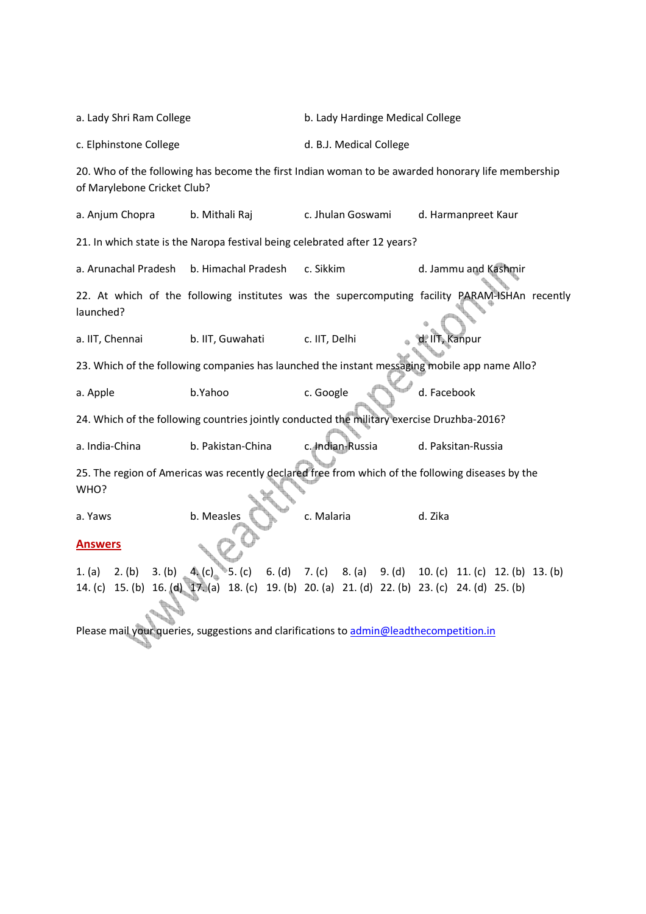a. Lady Shri Ram College b. Lady Hardinge Medical College

c. Elphinstone College d. B.J. Medical College

20. Who of the following has become the first Indian woman to be awarded honorary life membership of Marylebone Cricket Club?

a. Anjum Chopra b. Mithali Raj c. Jhulan Goswami d. Harmanpreet Kaur

21. In which state is the Naropa festival being celebrated after 12 years?

a. Arunachal Pradesh b. Himachal Pradesh c. Sikkim d. Jammu and Kashmir

22. At which of the following institutes was the supercomputing facility PARAM-ISHAn recently launched?

a. IIT, Chennai b. IIT, Guwahati c. IIT, Delhi d. IIT, Kanpur

23. Which of the following companies has launched the instant messaging mobile app name Allo?

a. Apple b.Yahoo c. Google d. Facebook

24. Which of the following countries jointly conducted the military exercise Druzhba-2016?

a. India-China b. Pakistan-China c. Indian-Russia d. Paksitan-Russia

25. The region of Americas was recently declared free from which of the following diseases by the WHO?

a. Yaws b. Measles c. Malaria d. Zika

## Answers

1. (a) 2. (b) 3. (b) 4. (c) 5. (c) 6. (d) 7. (c) 8. (a) 9. (d) 10. (c) 11. (c) 12. (b) 13. (b) 14. (c) 15. (b) 16. (d) 17. (a) 18. (c) 19. (b) 20. (a) 21. (d) 22. (b) 23. (c) 24. (d) 25. (b)

Please mail your queries, suggestions and clarifications to admin@leadthecompetition.in